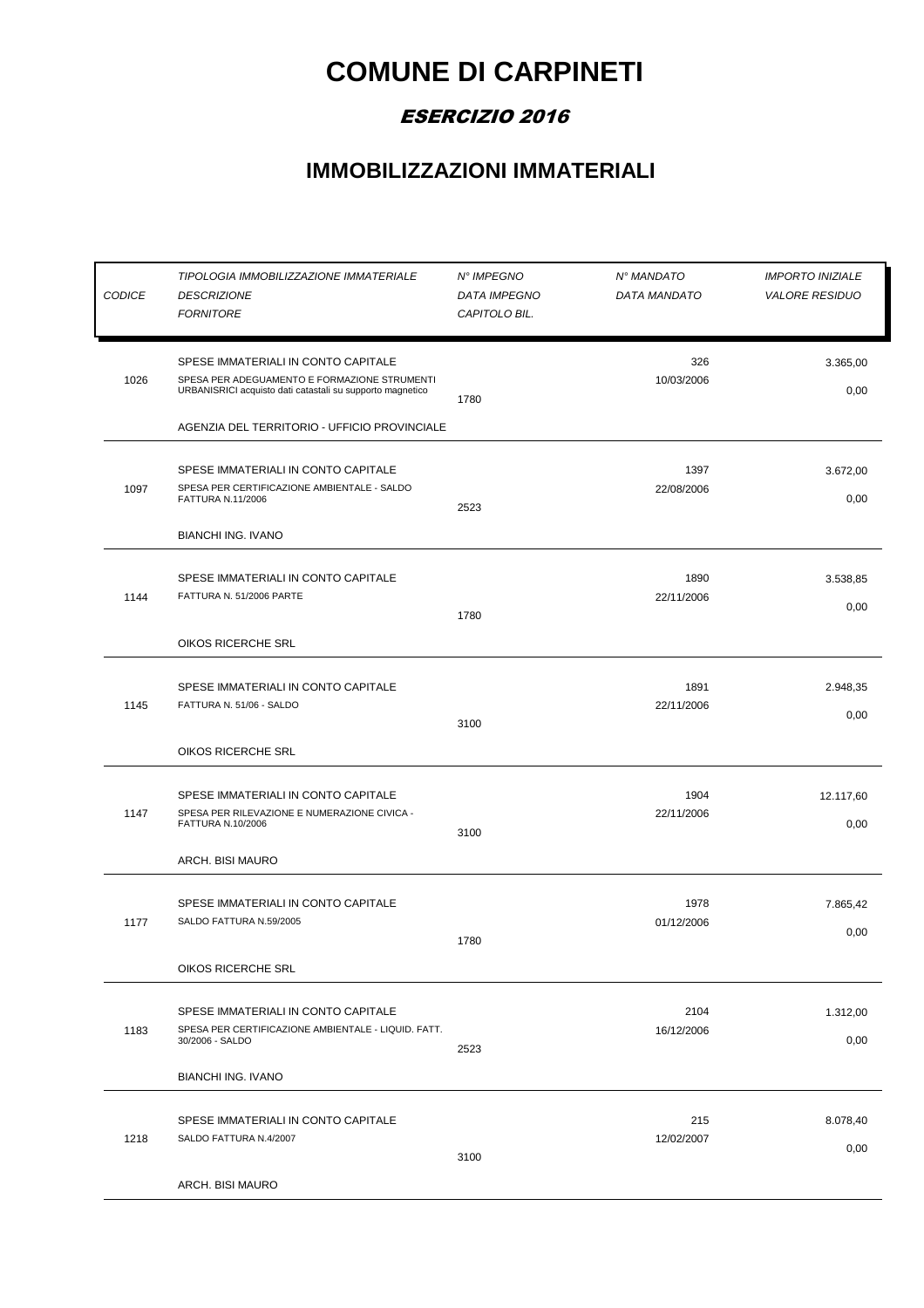# COMUNE DI CARPINETI

## ESERCIZIO 2016

## IMMOBILIZZAZIONI IMMATERIALI

| *CODICE* | *TIPOLOGIA IMMOBILIZZAZIONE IMMATERIALE*<br>*DESCRIZIONE*<br>*FORNITORE* | *N° IMPEGNO*<br>*DATA IMPEGNO*<br>*CAPITOLO BIL.* | *N° MANDATO*<br>*DATA MANDATO* | *IMPORTO INIZIALE*<br>*VALORE RESIDUO* |
|---|---|---|---|---|
| 1026 | SPESE IMMATERIALI IN CONTO CAPITALE<br>SPESA PER ADEGUAMENTO E FORMAZIONE STRUMENTI URBANISRICI acquisto dati catastali su supporto magnetico<br>AGENZIA DEL TERRITORIO - UFFICIO PROVINCIALE | 1780 | 326<br>10/03/2006 | 3.365,00<br>0,00 |
| 1097 | SPESE IMMATERIALI IN CONTO CAPITALE<br>SPESA PER CERTIFICAZIONE AMBIENTALE - SALDO FATTURA N.11/2006<br>BIANCHI ING. IVANO | 2523 | 1397<br>22/08/2006 | 3.672,00<br>0,00 |
| 1144 | SPESE IMMATERIALI IN CONTO CAPITALE<br>FATTURA N. 51/2006 PARTE<br>OIKOS RICERCHE SRL | 1780 | 1890<br>22/11/2006 | 3.538,85<br>0,00 |
| 1145 | SPESE IMMATERIALI IN CONTO CAPITALE<br>FATTURA N. 51/06 - SALDO<br>OIKOS RICERCHE SRL | 3100 | 1891<br>22/11/2006 | 2.948,35<br>0,00 |
| 1147 | SPESE IMMATERIALI IN CONTO CAPITALE<br>SPESA PER RILEVAZIONE E NUMERAZIONE CIVICA - FATTURA N.10/2006<br>ARCH. BISI MAURO | 3100 | 1904<br>22/11/2006 | 12.117,60<br>0,00 |
| 1177 | SPESE IMMATERIALI IN CONTO CAPITALE<br>SALDO FATTURA N.59/2005<br>OIKOS RICERCHE SRL | 1780 | 1978<br>01/12/2006 | 7.865,42<br>0,00 |
| 1183 | SPESE IMMATERIALI IN CONTO CAPITALE<br>SPESA PER CERTIFICAZIONE AMBIENTALE - LIQUID. FATT. 30/2006 - SALDO<br>BIANCHI ING. IVANO | 2523 | 2104<br>16/12/2006 | 1.312,00<br>0,00 |
| 1218 | SPESE IMMATERIALI IN CONTO CAPITALE<br>SALDO FATTURA N.4/2007<br>ARCH. BISI MAURO | 3100 | 215<br>12/02/2007 | 8.078,40<br>0,00 |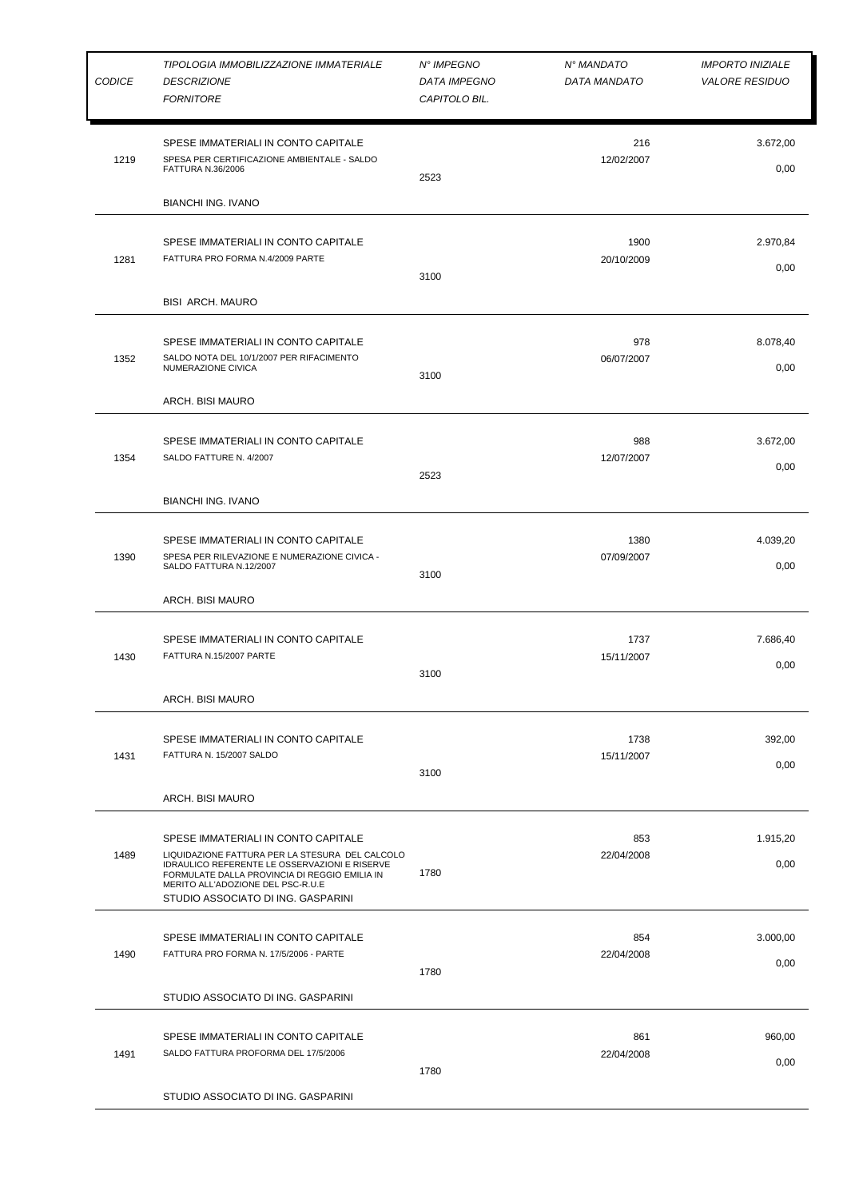| *CODICE* | *TIPOLOGIA IMMOBILIZZAZIONE IMMATERIALE*<br>*DESCRIZIONE*<br>*FORNITORE* | *N° IMPEGNO*<br>*DATA IMPEGNO*<br>*CAPITOLO BIL.* | *N° MANDATO*<br>*DATA MANDATO* | *IMPORTO INIZIALE*<br>*VALORE RESIDUO* |
|---|---|---|---|---|
| 1219 | SPESE IMMATERIALI IN CONTO CAPITALE<br>SPESA PER CERTIFICAZIONE AMBIENTALE - SALDO FATTURA N.36/2006<br>BIANCHI ING. IVANO | 2523 | 216<br>12/02/2007 | 3.672,00<br>0,00 |
| 1281 | SPESE IMMATERIALI IN CONTO CAPITALE<br>FATTURA PRO FORMA N.4/2009 PARTE<br>BISI ARCH. MAURO | 3100 | 1900<br>20/10/2009 | 2.970,84<br>0,00 |
| 1352 | SPESE IMMATERIALI IN CONTO CAPITALE<br>SALDO NOTA DEL 10/1/2007 PER RIFACIMENTO NUMERAZIONE CIVICA<br>ARCH. BISI MAURO | 3100 | 978<br>06/07/2007 | 8.078,40<br>0,00 |
| 1354 | SPESE IMMATERIALI IN CONTO CAPITALE<br>SALDO FATTURE N. 4/2007<br>BIANCHI ING. IVANO | 2523 | 988<br>12/07/2007 | 3.672,00<br>0,00 |
| 1390 | SPESE IMMATERIALI IN CONTO CAPITALE<br>SPESA PER RILEVAZIONE E NUMERAZIONE CIVICA - SALDO FATTURA N.12/2007<br>ARCH. BISI MAURO | 3100 | 1380<br>07/09/2007 | 4.039,20<br>0,00 |
| 1430 | SPESE IMMATERIALI IN CONTO CAPITALE<br>FATTURA N.15/2007 PARTE<br>ARCH. BISI MAURO | 3100 | 1737<br>15/11/2007 | 7.686,40<br>0,00 |
| 1431 | SPESE IMMATERIALI IN CONTO CAPITALE<br>FATTURA N. 15/2007 SALDO<br>ARCH. BISI MAURO | 3100 | 1738<br>15/11/2007 | 392,00<br>0,00 |
| 1489 | SPESE IMMATERIALI IN CONTO CAPITALE<br>LIQUIDAZIONE FATTURA PER LA STESURA DEL CALCOLO IDRAULICO REFERENTE LE OSSERVAZIONI E RISERVE FORMULATE DALLA PROVINCIA DI REGGIO EMILIA IN MERITO ALL'ADOZIONE DEL PSC-R.U.E<br>STUDIO ASSOCIATO DI ING. GASPARINI | 1780 | 853<br>22/04/2008 | 1.915,20<br>0,00 |
| 1490 | SPESE IMMATERIALI IN CONTO CAPITALE<br>FATTURA PRO FORMA N. 17/5/2006 - PARTE<br>STUDIO ASSOCIATO DI ING. GASPARINI | 1780 | 854<br>22/04/2008 | 3.000,00<br>0,00 |
| 1491 | SPESE IMMATERIALI IN CONTO CAPITALE<br>SALDO FATTURA PROFORMA DEL 17/5/2006<br>STUDIO ASSOCIATO DI ING. GASPARINI | 1780 | 861<br>22/04/2008 | 960,00<br>0,00 |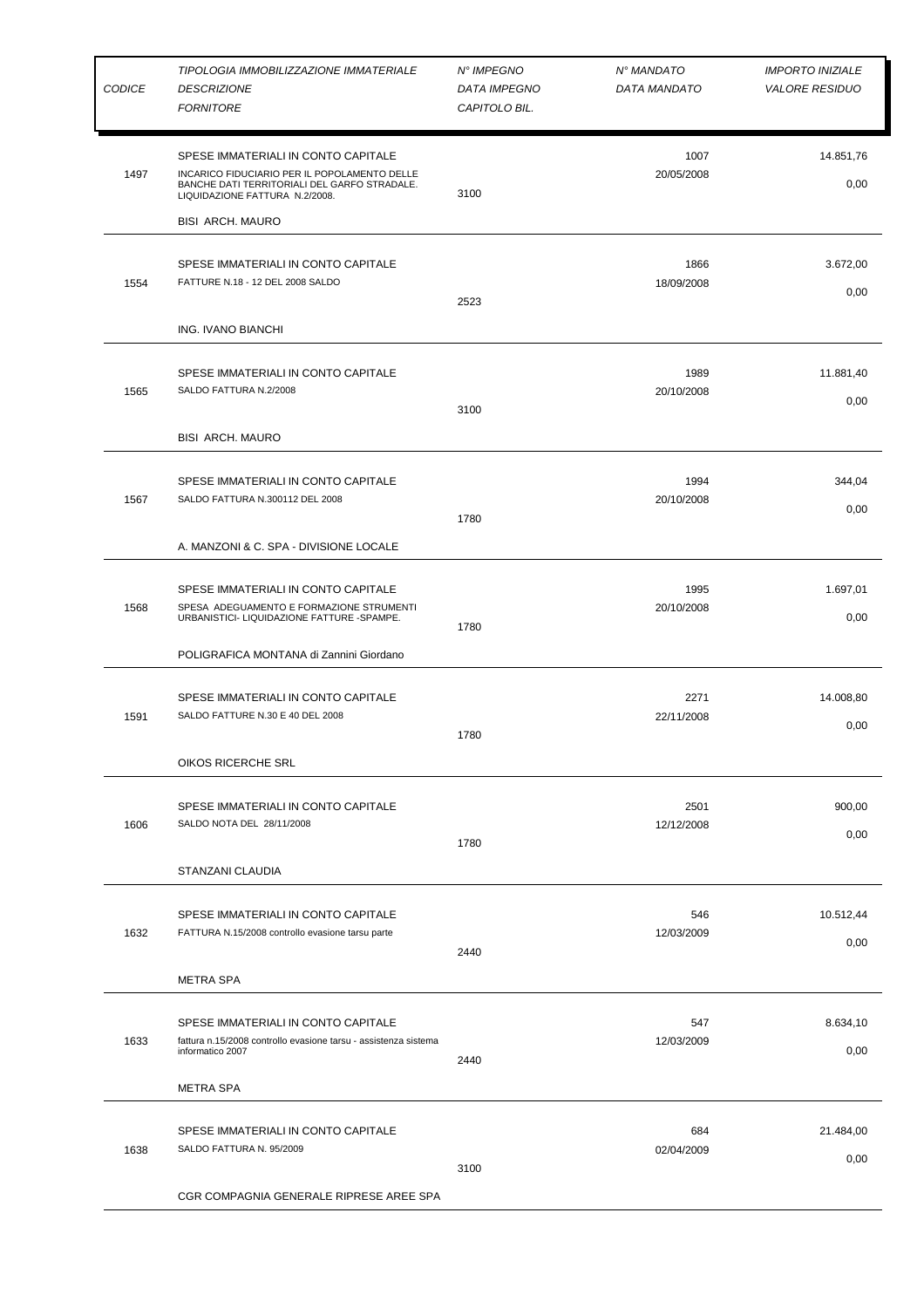| CODICE | TIPOLOGIA IMMOBILIZZAZIONE IMMATERIALE<br>DESCRIZIONE<br>FORNITORE | N° IMPEGNO<br>DATA IMPEGNO<br>CAPITOLO BIL. | N° MANDATO<br>DATA MANDATO | IMPORTO INIZIALE<br>VALORE RESIDUO |
|---|---|---|---|---|
| 1497 | SPESE IMMATERIALI IN CONTO CAPITALE<br>INCARICO FIDUCIARIO PER IL POPOLAMENTO DELLE BANCHE DATI TERRITORIALI DEL GARFO STRADALE. LIQUIDAZIONE FATTURA N.2/2008.<br>BISI ARCH. MAURO | 3100 | 1007<br>20/05/2008 | 14.851,76<br>0,00 |
| 1554 | SPESE IMMATERIALI IN CONTO CAPITALE<br>FATTURE N.18 - 12 DEL 2008 SALDO<br>ING. IVANO BIANCHI | 2523 | 1866<br>18/09/2008 | 3.672,00<br>0,00 |
| 1565 | SPESE IMMATERIALI IN CONTO CAPITALE<br>SALDO FATTURA N.2/2008<br>BISI ARCH. MAURO | 3100 | 1989<br>20/10/2008 | 11.881,40<br>0,00 |
| 1567 | SPESE IMMATERIALI IN CONTO CAPITALE<br>SALDO FATTURA N.300112 DEL 2008<br>A. MANZONI & C. SPA - DIVISIONE LOCALE | 1780 | 1994<br>20/10/2008 | 344,04<br>0,00 |
| 1568 | SPESE IMMATERIALI IN CONTO CAPITALE<br>SPESA ADEGUAMENTO E FORMAZIONE STRUMENTI URBANISTICI- LIQUIDAZIONE FATTURE -SPAMPE.<br>POLIGRAFICA MONTANA di Zannini Giordano | 1780 | 1995<br>20/10/2008 | 1.697,01<br>0,00 |
| 1591 | SPESE IMMATERIALI IN CONTO CAPITALE<br>SALDO FATTURE N.30 E 40 DEL 2008<br>OIKOS RICERCHE SRL | 1780 | 2271<br>22/11/2008 | 14.008,80<br>0,00 |
| 1606 | SPESE IMMATERIALI IN CONTO CAPITALE<br>SALDO NOTA DEL 28/11/2008<br>STANZANI CLAUDIA | 1780 | 2501<br>12/12/2008 | 900,00<br>0,00 |
| 1632 | SPESE IMMATERIALI IN CONTO CAPITALE<br>FATTURA N.15/2008 controllo evasione tarsu parte<br>METRA SPA | 2440 | 546<br>12/03/2009 | 10.512,44<br>0,00 |
| 1633 | SPESE IMMATERIALI IN CONTO CAPITALE<br>fattura n.15/2008 controllo evasione tarsu - assistenza sistema informatico 2007<br>METRA SPA | 2440 | 547<br>12/03/2009 | 8.634,10<br>0,00 |
| 1638 | SPESE IMMATERIALI IN CONTO CAPITALE<br>SALDO FATTURA N. 95/2009<br>CGR COMPAGNIA GENERALE RIPRESE AREE SPA | 3100 | 684<br>02/04/2009 | 21.484,00<br>0,00 |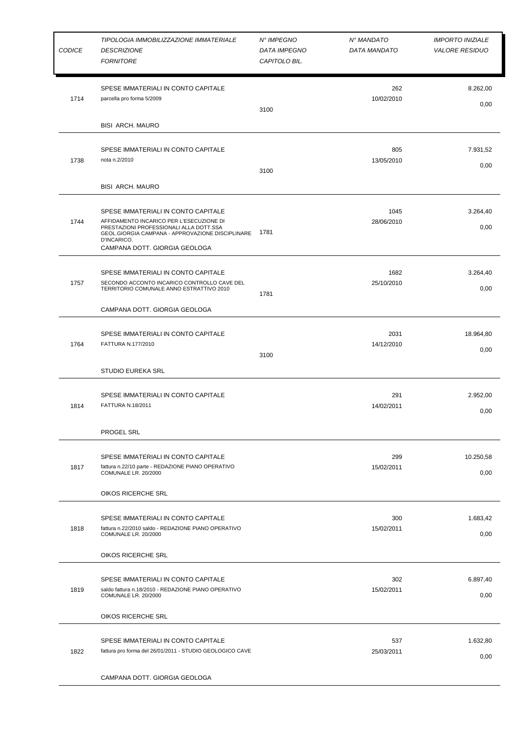| CODICE | TIPOLOGIA IMMOBILIZZAZIONE IMMATERIALE<br>DESCRIZIONE<br>FORNITORE | N° IMPEGNO<br>DATA IMPEGNO<br>CAPITOLO BIL. | N° MANDATO<br>DATA MANDATO | IMPORTO INIZIALE<br>VALORE RESIDUO |
|---|---|---|---|---|
| 1714 | SPESE IMMATERIALI IN CONTO CAPITALE<br>parcella pro forma 5/2009<br>BISI ARCH. MAURO | 3100 | 262<br>10/02/2010 | 8.262,00<br>0,00 |
| 1738 | SPESE IMMATERIALI IN CONTO CAPITALE<br>nota n.2/2010<br>BISI ARCH. MAURO | 3100 | 805<br>13/05/2010 | 7.931,52<br>0,00 |
| 1744 | SPESE IMMATERIALI IN CONTO CAPITALE<br>AFFIDAMENTO INCARICO PER L'ESECUZIONE DI PRESTAZIONI PROFESSIONALI ALLA DOTT.SSA GEOL.GIORGIA CAMPANA - APPROVAZIONE DISCIPLINARE D'INCARICO.<br>CAMPANA DOTT. GIORGIA GEOLOGA | 1781 | 1045<br>28/06/2010 | 3.264,40<br>0,00 |
| 1757 | SPESE IMMATERIALI IN CONTO CAPITALE<br>SECONDO ACCONTO INCARICO CONTROLLO CAVE DEL TERRITORIO COMUNALE ANNO ESTRATTIVO 2010<br>CAMPANA DOTT. GIORGIA GEOLOGA | 1781 | 1682<br>25/10/2010 | 3.264,40<br>0,00 |
| 1764 | SPESE IMMATERIALI IN CONTO CAPITALE<br>FATTURA N.177/2010<br>STUDIO EUREKA SRL | 3100 | 2031<br>14/12/2010 | 18.964,80<br>0,00 |
| 1814 | SPESE IMMATERIALI IN CONTO CAPITALE<br>FATTURA N.18/2011<br>PROGEL SRL | | 291<br>14/02/2011 | 2.952,00<br>0,00 |
| 1817 | SPESE IMMATERIALI IN CONTO CAPITALE<br>fattura n.22/10 parte - REDAZIONE PIANO OPERATIVO COMUNALE LR. 20/2000<br>OIKOS RICERCHE SRL | | 299<br>15/02/2011 | 10.250,58<br>0,00 |
| 1818 | SPESE IMMATERIALI IN CONTO CAPITALE<br>fattura n.22/2010 saldo - REDAZIONE PIANO OPERATIVO COMUNALE LR. 20/2000<br>OIKOS RICERCHE SRL | | 300<br>15/02/2011 | 1.683,42<br>0,00 |
| 1819 | SPESE IMMATERIALI IN CONTO CAPITALE<br>saldo fattura n.18/2010 - REDAZIONE PIANO OPERATIVO COMUNALE LR. 20/2000<br>OIKOS RICERCHE SRL | | 302<br>15/02/2011 | 6.897,40<br>0,00 |
| 1822 | SPESE IMMATERIALI IN CONTO CAPITALE<br>fattura pro forma del 26/01/2011 - STUDIO GEOLOGICO CAVE<br>CAMPANA DOTT. GIORGIA GEOLOGA | | 537<br>25/03/2011 | 1.632,80<br>0,00 |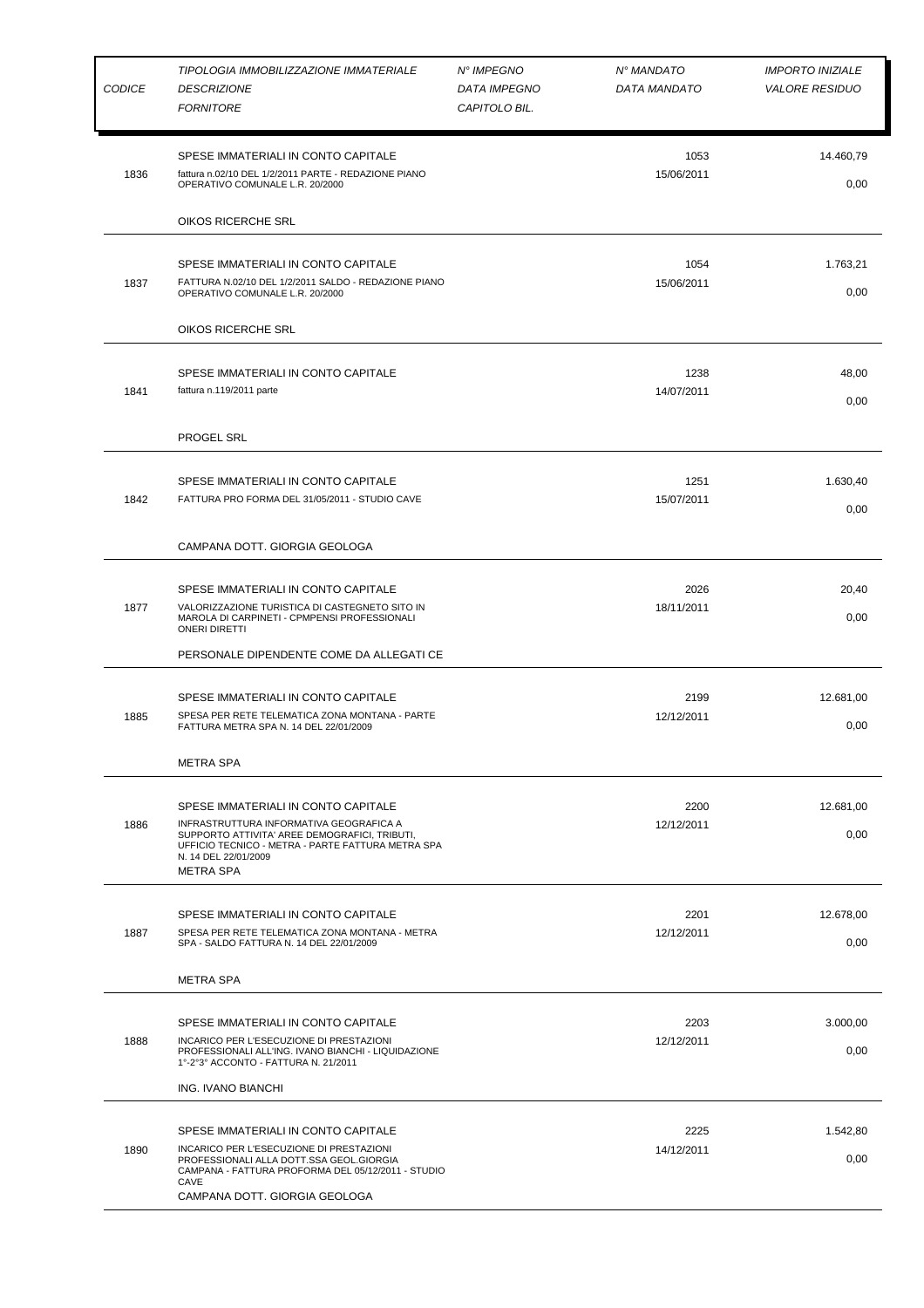| *CODICE* | *TIPOLOGIA IMMOBILIZZAZIONE IMMATERIALE*<br>*DESCRIZIONE*<br>*FORNITORE* | *N° IMPEGNO*<br>*DATA IMPEGNO*<br>*CAPITOLO BIL.* | *N° MANDATO*<br>*DATA MANDATO* | *IMPORTO INIZIALE*<br>*VALORE RESIDUO* |
|---|---|---|---|---|
| 1836 | SPESE IMMATERIALI IN CONTO CAPITALE<br>fattura n.02/10 DEL 1/2/2011 PARTE - REDAZIONE PIANO OPERATIVO COMUNALE L.R. 20/2000<br>OIKOS RICERCHE SRL | | 1053<br>15/06/2011 | 14.460,79<br>0,00 |
| 1837 | SPESE IMMATERIALI IN CONTO CAPITALE<br>FATTURA N.02/10 DEL 1/2/2011 SALDO - REDAZIONE PIANO OPERATIVO COMUNALE L.R. 20/2000<br>OIKOS RICERCHE SRL | | 1054<br>15/06/2011 | 1.763,21<br>0,00 |
| 1841 | SPESE IMMATERIALI IN CONTO CAPITALE<br>fattura n.119/2011 parte<br>PROGEL SRL | | 1238<br>14/07/2011 | 48,00<br>0,00 |
| 1842 | SPESE IMMATERIALI IN CONTO CAPITALE<br>FATTURA PRO FORMA DEL 31/05/2011 - STUDIO CAVE<br>CAMPANA DOTT. GIORGIA GEOLOGA | | 1251<br>15/07/2011 | 1.630,40<br>0,00 |
| 1877 | SPESE IMMATERIALI IN CONTO CAPITALE<br>VALORIZZAZIONE TURISTICA DI CASTEGNETO SITO IN MAROLA DI CARPINETI - CPMPENSI PROFESSIONALI ONERI DIRETTI<br>PERSONALE DIPENDENTE COME DA ALLEGATI CE | | 2026<br>18/11/2011 | 20,40<br>0,00 |
| 1885 | SPESE IMMATERIALI IN CONTO CAPITALE<br>SPESA PER RETE TELEMATICA ZONA MONTANA - PARTE FATTURA METRA SPA N. 14 DEL 22/01/2009<br>METRA SPA | | 2199<br>12/12/2011 | 12.681,00<br>0,00 |
| 1886 | SPESE IMMATERIALI IN CONTO CAPITALE<br>INFRASTRUTTURA INFORMATIVA GEOGRAFICA A SUPPORTO ATTIVITA' AREE DEMOGRAFICI, TRIBUTI, UFFICIO TECNICO - METRA - PARTE FATTURA METRA SPA N. 14 DEL 22/01/2009<br>METRA SPA | | 2200<br>12/12/2011 | 12.681,00<br>0,00 |
| 1887 | SPESE IMMATERIALI IN CONTO CAPITALE<br>SPESA PER RETE TELEMATICA ZONA MONTANA - METRA SPA - SALDO FATTURA N. 14 DEL 22/01/2009<br>METRA SPA | | 2201<br>12/12/2011 | 12.678,00<br>0,00 |
| 1888 | SPESE IMMATERIALI IN CONTO CAPITALE<br>INCARICO PER L'ESECUZIONE DI PRESTAZIONI PROFESSIONALI ALL'ING. IVANO BIANCHI - LIQUIDAZIONE 1°-2°3° ACCONTO - FATTURA N. 21/2011<br>ING. IVANO BIANCHI | | 2203<br>12/12/2011 | 3.000,00<br>0,00 |
| 1890 | SPESE IMMATERIALI IN CONTO CAPITALE<br>INCARICO PER L'ESECUZIONE DI PRESTAZIONI PROFESSIONALI ALLA DOTT.SSA GEOL.GIORGIA CAMPANA - FATTURA PROFORMA DEL 05/12/2011 - STUDIO CAVE<br>CAMPANA DOTT. GIORGIA GEOLOGA | | 2225<br>14/12/2011 | 1.542,80<br>0,00 |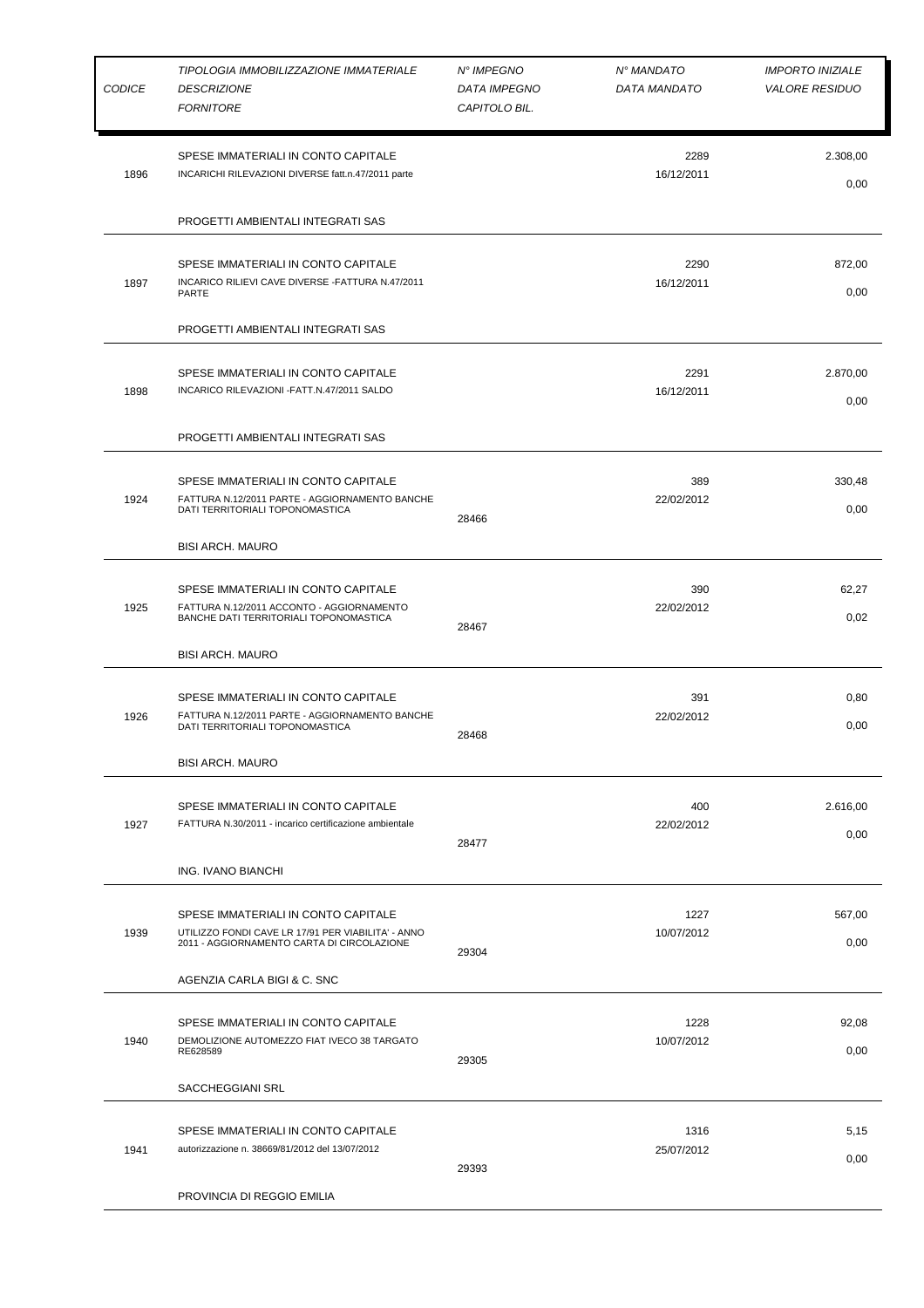| *CODICE* | *TIPOLOGIA IMMOBILIZZAZIONE IMMATERIALE*<br>*DESCRIZIONE*<br>*FORNITORE* | *N° IMPEGNO*<br>*DATA IMPEGNO*<br>*CAPITOLO BIL.* | *N° MANDATO*<br>*DATA MANDATO* | *IMPORTO INIZIALE*<br>*VALORE RESIDUO* |
|---|---|---|---|---|
| 1896 | SPESE IMMATERIALI IN CONTO CAPITALE<br>INCARICHI RILEVAZIONI DIVERSE fatt.n.47/2011 parte<br>PROGETTI AMBIENTALI INTEGRATI SAS | | 2289<br>16/12/2011 | 2.308,00<br>0,00 |
| 1897 | SPESE IMMATERIALI IN CONTO CAPITALE<br>INCARICO RILIEVI CAVE DIVERSE -FATTURA N.47/2011 PARTE<br>PROGETTI AMBIENTALI INTEGRATI SAS | | 2290<br>16/12/2011 | 872,00<br>0,00 |
| 1898 | SPESE IMMATERIALI IN CONTO CAPITALE<br>INCARICO RILEVAZIONI -FATT.N.47/2011 SALDO<br>PROGETTI AMBIENTALI INTEGRATI SAS | | 2291<br>16/12/2011 | 2.870,00<br>0,00 |
| 1924 | SPESE IMMATERIALI IN CONTO CAPITALE<br>FATTURA N.12/2011 PARTE - AGGIORNAMENTO BANCHE DATI TERRITORIALI TOPONOMASTICA<br>BISI ARCH. MAURO | 28466 | 389<br>22/02/2012 | 330,48<br>0,00 |
| 1925 | SPESE IMMATERIALI IN CONTO CAPITALE<br>FATTURA N.12/2011 ACCONTO - AGGIORNAMENTO BANCHE DATI TERRITORIALI TOPONOMASTICA<br>BISI ARCH. MAURO | 28467 | 390<br>22/02/2012 | 62,27<br>0,02 |
| 1926 | SPESE IMMATERIALI IN CONTO CAPITALE<br>FATTURA N.12/2011 PARTE - AGGIORNAMENTO BANCHE DATI TERRITORIALI TOPONOMASTICA<br>BISI ARCH. MAURO | 28468 | 391<br>22/02/2012 | 0,80<br>0,00 |
| 1927 | SPESE IMMATERIALI IN CONTO CAPITALE<br>FATTURA N.30/2011 - incarico certificazione ambientale<br>ING. IVANO BIANCHI | 28477 | 400<br>22/02/2012 | 2.616,00<br>0,00 |
| 1939 | SPESE IMMATERIALI IN CONTO CAPITALE<br>UTILIZZO FONDI CAVE LR 17/91 PER VIABILITA' - ANNO 2011 - AGGIORNAMENTO CARTA DI CIRCOLAZIONE<br>AGENZIA CARLA BIGI & C. SNC | 29304 | 1227<br>10/07/2012 | 567,00<br>0,00 |
| 1940 | SPESE IMMATERIALI IN CONTO CAPITALE<br>DEMOLIZIONE AUTOMEZZO FIAT IVECO 38 TARGATO RE628589<br>SACCHEGGIANI SRL | 29305 | 1228<br>10/07/2012 | 92,08<br>0,00 |
| 1941 | SPESE IMMATERIALI IN CONTO CAPITALE<br>autorizzazione n. 38669/81/2012 del 13/07/2012<br>PROVINCIA DI REGGIO EMILIA | 29393 | 1316<br>25/07/2012 | 5,15<br>0,00 |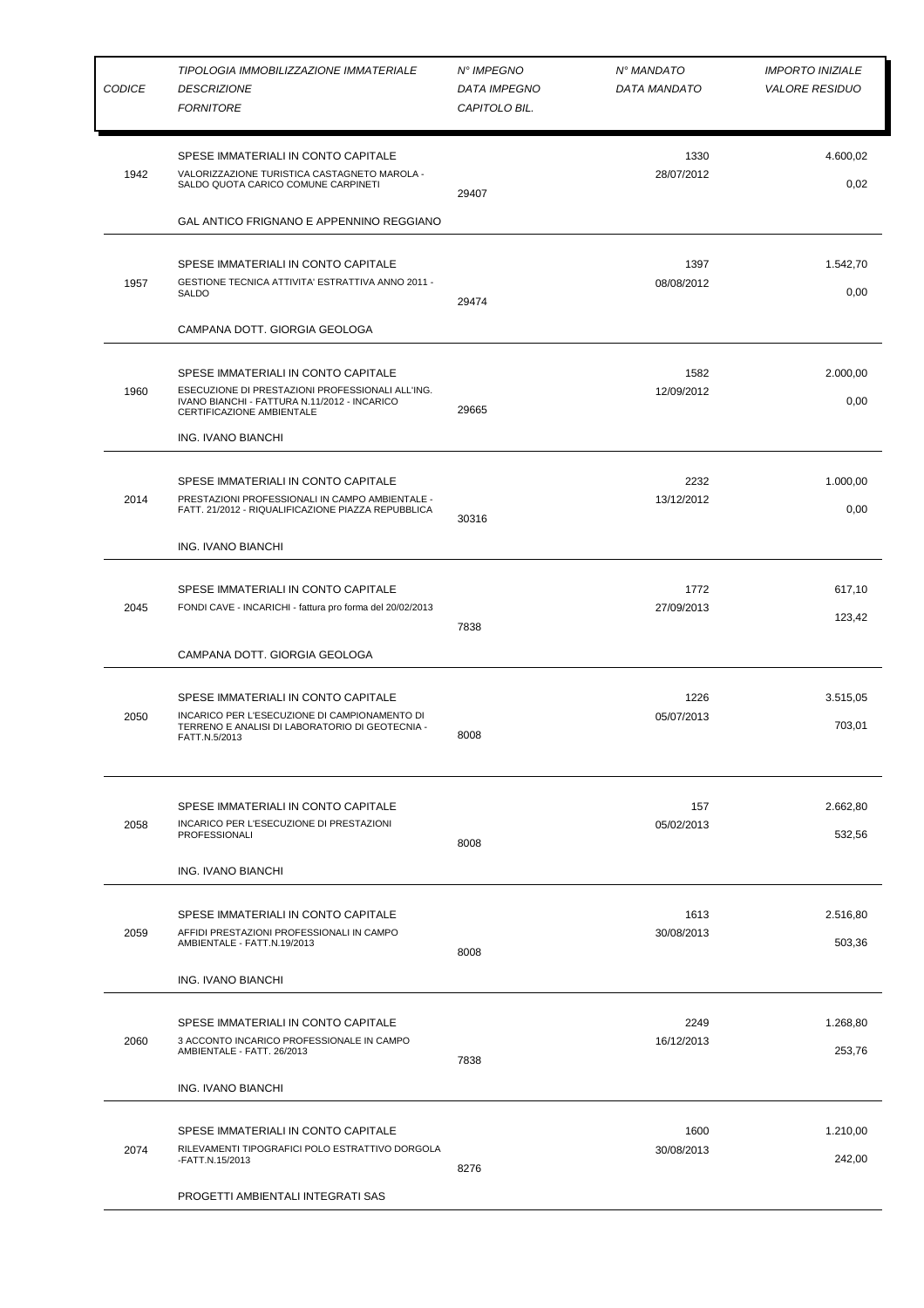| *CODICE* | *TIPOLOGIA IMMOBILIZZAZIONE IMMATERIALE*<br>*DESCRIZIONE*<br>*FORNITORE* | *N° IMPEGNO*<br>*DATA IMPEGNO*<br>*CAPITOLO BIL.* | *N° MANDATO*<br>*DATA MANDATO* | *IMPORTO INIZIALE*<br>*VALORE RESIDUO* |
|---|---|---|---|---|
| 1942 | SPESE IMMATERIALI IN CONTO CAPITALE<br>VALORIZZAZIONE TURISTICA CASTAGNETO MAROLA - SALDO QUOTA CARICO COMUNE CARPINETI<br>GAL ANTICO FRIGNANO E APPENNINO REGGIANO | 29407 | 1330<br>28/07/2012 | 4.600,02<br>0,02 |
| 1957 | SPESE IMMATERIALI IN CONTO CAPITALE<br>GESTIONE TECNICA ATTIVITA' ESTRATTIVA ANNO 2011 - SALDO<br>CAMPANA DOTT. GIORGIA GEOLOGA | 29474 | 1397<br>08/08/2012 | 1.542,70<br>0,00 |
| 1960 | SPESE IMMATERIALI IN CONTO CAPITALE<br>ESECUZIONE DI PRESTAZIONI PROFESSIONALI ALL'ING. IVANO BIANCHI - FATTURA N.11/2012 - INCARICO CERTIFICAZIONE AMBIENTALE<br>ING. IVANO BIANCHI | 29665 | 1582<br>12/09/2012 | 2.000,00<br>0,00 |
| 2014 | SPESE IMMATERIALI IN CONTO CAPITALE<br>PRESTAZIONI PROFESSIONALI IN CAMPO AMBIENTALE - FATT. 21/2012 - RIQUALIFICAZIONE PIAZZA REPUBBLICA<br>ING. IVANO BIANCHI | 30316 | 2232<br>13/12/2012 | 1.000,00<br>0,00 |
| 2045 | SPESE IMMATERIALI IN CONTO CAPITALE<br>FONDI CAVE - INCARICHI - fattura pro forma del 20/02/2013<br>CAMPANA DOTT. GIORGIA GEOLOGA | 7838 | 1772<br>27/09/2013 | 617,10<br>123,42 |
| 2050 | SPESE IMMATERIALI IN CONTO CAPITALE<br>INCARICO PER L'ESECUZIONE DI CAMPIONAMENTO DI TERRENO E ANALISI DI LABORATORIO DI GEOTECNIA - FATT.N.5/2013 | 8008 | 1226<br>05/07/2013 | 3.515,05<br>703,01 |
| 2058 | SPESE IMMATERIALI IN CONTO CAPITALE<br>INCARICO PER L'ESECUZIONE DI PRESTAZIONI PROFESSIONALI<br>ING. IVANO BIANCHI | 8008 | 157<br>05/02/2013 | 2.662,80<br>532,56 |
| 2059 | SPESE IMMATERIALI IN CONTO CAPITALE<br>AFFIDI PRESTAZIONI PROFESSIONALI IN CAMPO AMBIENTALE - FATT.N.19/2013<br>ING. IVANO BIANCHI | 8008 | 1613<br>30/08/2013 | 2.516,80<br>503,36 |
| 2060 | SPESE IMMATERIALI IN CONTO CAPITALE<br>3 ACCONTO INCARICO PROFESSIONALE IN CAMPO AMBIENTALE - FATT. 26/2013<br>ING. IVANO BIANCHI | 7838 | 2249<br>16/12/2013 | 1.268,80<br>253,76 |
| 2074 | SPESE IMMATERIALI IN CONTO CAPITALE<br>RILEVAMENTI TIPOGRAFICI POLO ESTRATTIVO DORGOLA -FATT.N.15/2013<br>PROGETTI AMBIENTALI INTEGRATI SAS | 8276 | 1600<br>30/08/2013 | 1.210,00<br>242,00 |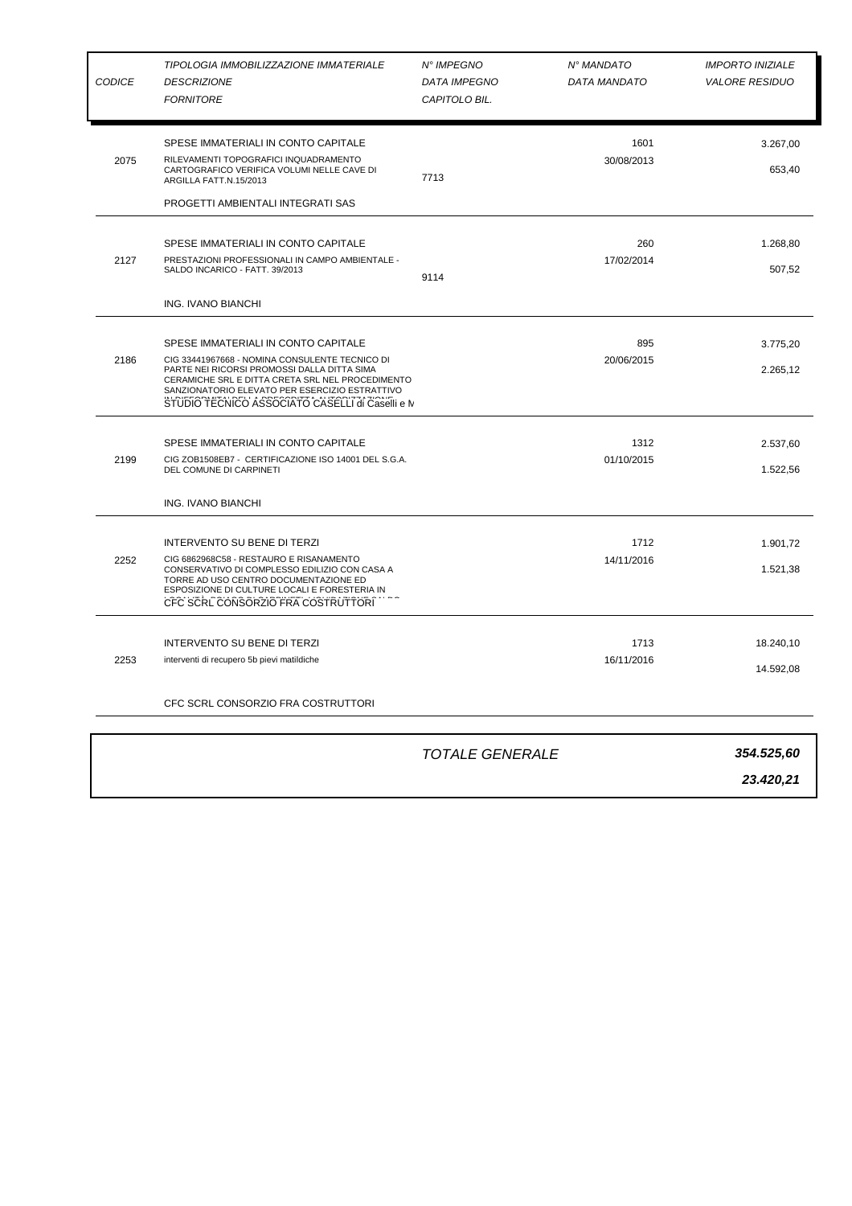| CODICE | TIPOLOGIA IMMOBILIZZAZIONE IMMATERIALE<br>DESCRIZIONE<br>FORNITORE | N° IMPEGNO<br>DATA IMPEGNO<br>CAPITOLO BIL. | N° MANDATO<br>DATA MANDATO | IMPORTO INIZIALE<br>VALORE RESIDUO |
|---|---|---|---|---|
| 2075 | SPESE IMMATERIALI IN CONTO CAPITALE<br>RILEVAMENTI TOPOGRAFICI INQUADRAMENTO CARTOGRAFICO VERIFICA VOLUMI NELLE CAVE DI ARGILLA FATT.N.15/2013<br>PROGETTI AMBIENTALI INTEGRATI SAS | 7713 | 1601<br>30/08/2013 | 3.267,00<br>653,40 |
| 2127 | SPESE IMMATERIALI IN CONTO CAPITALE<br>PRESTAZIONI PROFESSIONALI IN CAMPO AMBIENTALE - SALDO INCARICO - FATT. 39/2013<br>ING. IVANO BIANCHI | 9114 | 260<br>17/02/2014 | 1.268,80<br>507,52 |
| 2186 | SPESE IMMATERIALI IN CONTO CAPITALE<br>CIG 33441967668 - NOMINA CONSULENTE TECNICO DI PARTE NEI RICORSI PROMOSSI DALLA DITTA SIMA CERAMICHE SRL E DITTA CRETA SRL NEL PROCEDIMENTO SANZIONATORIO ELEVATO PER ESERCIZIO ESTRATTIVO<br>STUDIO TECNICO ASSOCIATO CASELLI di Caselli e M | | 895<br>20/06/2015 | 3.775,20<br>2.265,12 |
| 2199 | SPESE IMMATERIALI IN CONTO CAPITALE<br>CIG ZOB1508EB7 - CERTIFICAZIONE ISO 14001 DEL S.G.A. DEL COMUNE DI CARPINETI<br>ING. IVANO BIANCHI | | 1312<br>01/10/2015 | 2.537,60<br>1.522,56 |
| 2252 | INTERVENTO SU BENE DI TERZI<br>CIG 6862968C58 - RESTAURO E RISANAMENTO CONSERVATIVO DI COMPLESSO EDILIZIO CON CASA A TORRE AD USO CENTRO DOCUMENTAZIONE ED ESPOSIZIONE DI CULTURE LOCALI E FORESTERIA IN<br>CFC SCRL CONSORZIO FRA COSTRUTTORI | | 1712<br>14/11/2016 | 1.901,72<br>1.521,38 |
| 2253 | INTERVENTO SU BENE DI TERZI<br>interventi di recupero 5b pievi matildiche<br>CFC SCRL CONSORZIO FRA COSTRUTTORI | | 1713<br>16/11/2016 | 18.240,10<br>14.592,08 |

| | |
|---|---|
| *TOTALE GENERALE* | ***354.525,60***<br>***23.420,21*** |